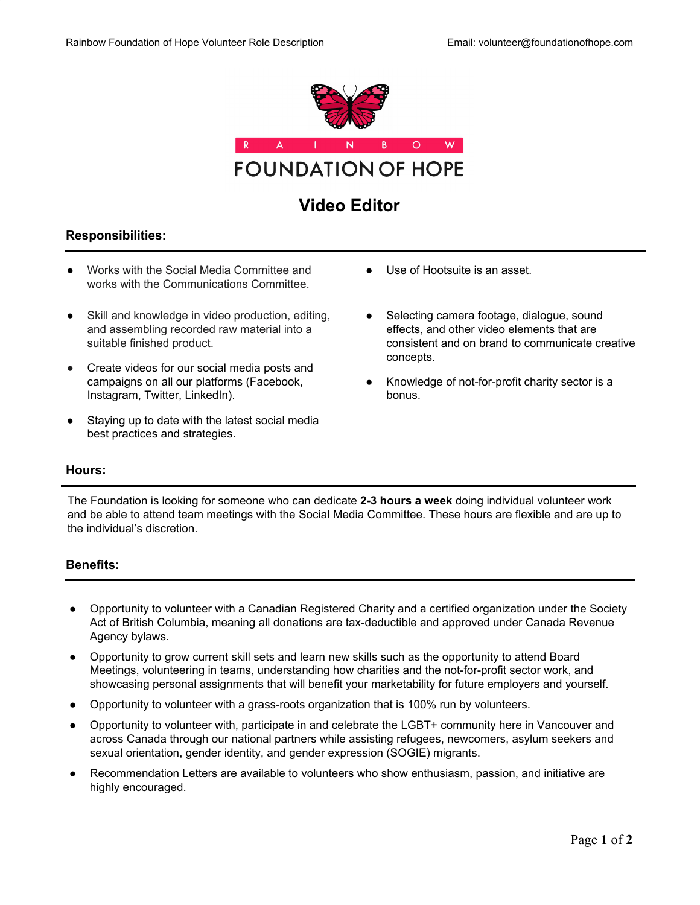# RAINBOW FOUNDATION OF HOPE

## Video Editor

### Responsibilities:

- Works with the Social Media Committee and works with the Communications Committee.
- Skill and knowledge in video production, editing, and assembling recorded raw material into a suitable finished product.
- Create videos for our social media posts and campaigns on all our platforms (Facebook, Instagram, Twitter, LinkedIn).
- Staying up to date with the latest social media best practices and strategies.
- Use of Hootsuite is an asset.
- Selecting camera footage, dialogue, sound effects, and other video elements that are consistent and on brand to communicate creative concepts.
- Knowledge of not-for-profit charity sector is a bonus.

### Hours:

The Foundation is looking for someone who can dedicate **2-3 hours a week** doing individual volunteer work and be able to attend team meetings with the Social Media Committee. These hours are flexible and are up to the individual's discretion.

### Benefits:

- Opportunity to volunteer with a Canadian Registered Charity and a certified organization under the Society Act of British Columbia, meaning all donations are tax-deductible and approved under Canada Revenue Agency bylaws.
- Opportunity to grow current skill sets and learn new skills such as the opportunity to attend Board Meetings, volunteering in teams, understanding how charities and the not-for-profit sector work, and showcasing personal assignments that will benefit your marketability for future employers and yourself.
- Opportunity to volunteer with a grass-roots organization that is 100% run by volunteers.
- Opportunity to volunteer with, participate in and celebrate the LGBT+ community here in Vancouver and across Canada through our national partners while assisting refugees, newcomers, asylum seekers and sexual orientation, gender identity, and gender expression (SOGIE) migrants.
- Recommendation Letters are available to volunteers who show enthusiasm, passion, and initiative are highly encouraged.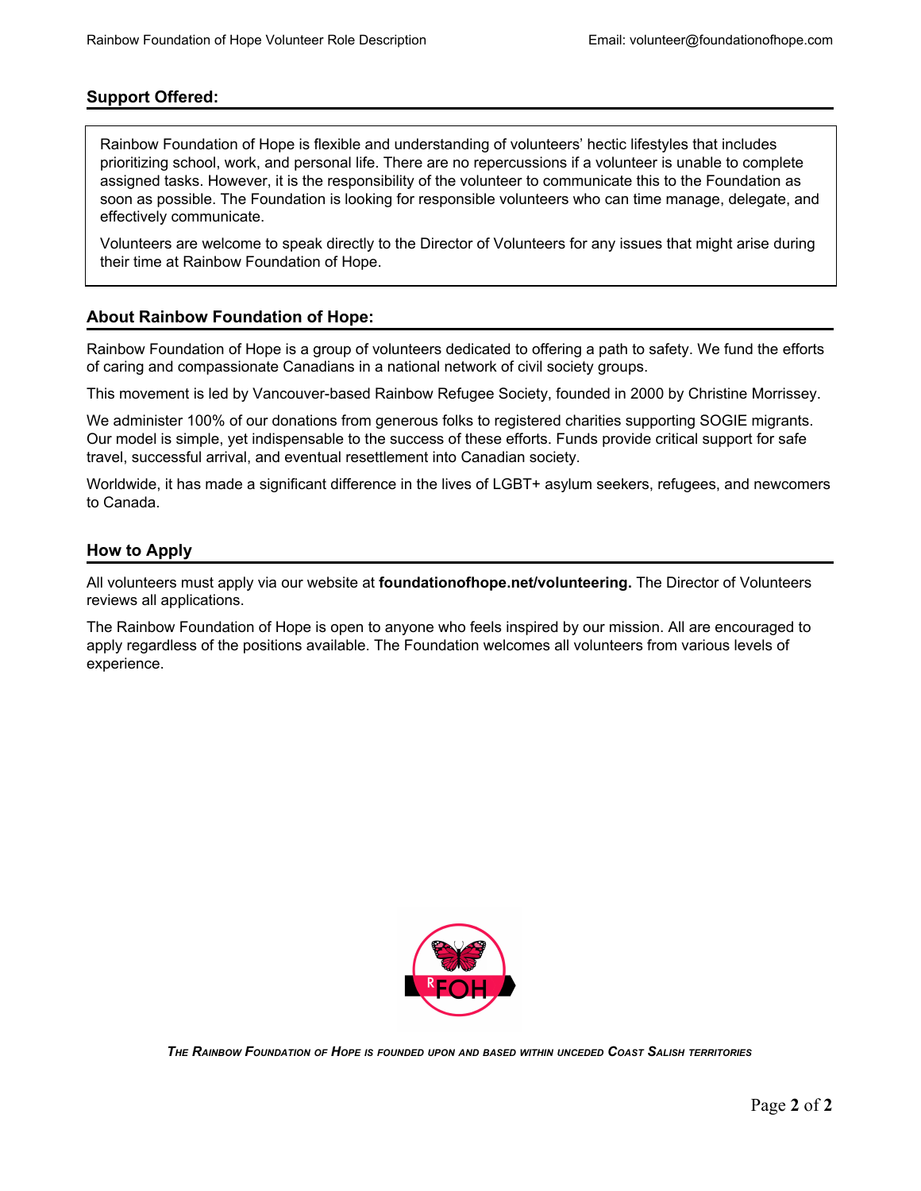## Support Offered:

Rainbow Foundation of Hope is flexible and understanding of volunteers' hectic lifestyles that includes prioritizing school, work, and personal life. There are no repercussions if a volunteer is unable to complete assigned tasks. However, it is the responsibility of the volunteer to communicate this to the Foundation as soon as possible. The Foundation is looking for responsible volunteers who can time manage, delegate, and effectively communicate.

Volunteers are welcome to speak directly to the Director of Volunteers for any issues that might arise during their time at Rainbow Foundation of Hope.

## About Rainbow Foundation of Hope:

Rainbow Foundation of Hope is a group of volunteers dedicated to offering a path to safety. We fund the efforts of caring and compassionate Canadians in a national network of civil society groups.

This movement is led by Vancouver-based Rainbow Refugee Society, founded in 2000 by Christine Morrissey.

We administer 100% of our donations from generous folks to registered charities supporting SOGIE migrants. Our model is simple, yet indispensable to the success of these efforts. Funds provide critical support for safe travel, successful arrival, and eventual resettlement into Canadian society.

Worldwide, it has made a significant difference in the lives of LGBT+ asylum seekers, refugees, and newcomers to Canada.

## How to Apply

All volunteers must apply via our website at **foundationofhope.net/volunteering.** The Director of Volunteers reviews all applications.

The Rainbow Foundation of Hope is open to anyone who feels inspired by our mission. All are encouraged to apply regardless of the positions available. The Foundation welcomes all volunteers from various levels of experience.

RFOH

***The Rainbow Foundation of Hope is founded upon and based within unceded Coast Salish territories***